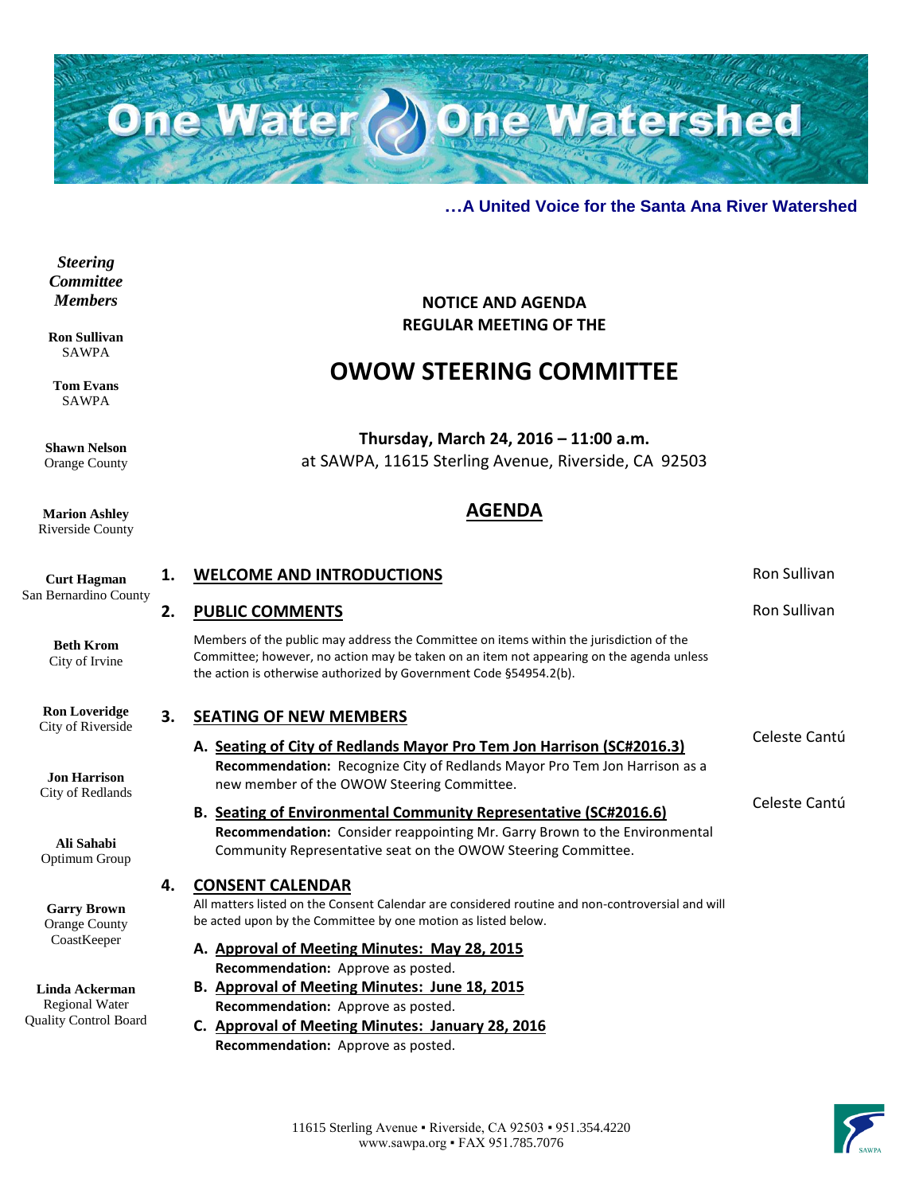# One Water One Watershed

**…A United Voice for the Santa Ana River Watershed**

***Steering Committee Members***

**Ron Sullivan**
SAWPA

**Tom Evans**
SAWPA

**Shawn Nelson**
Orange County

**Marion Ashley**
Riverside County

**Curt Hagman**
San Bernardino County

**Beth Krom**
City of Irvine

**Ron Loveridge**
City of Riverside

**Jon Harrison**
City of Redlands

**Ali Sahabi**
Optimum Group

**Garry Brown**
Orange County CoastKeeper

**Linda Ackerman**
Regional Water Quality Control Board

**NOTICE AND AGENDA**
**REGULAR MEETING OF THE**

## OWOW STEERING COMMITTEE

**Thursday, March 24, 2016 – 11:00 a.m.**
at SAWPA, 11615 Sterling Avenue, Riverside, CA 92503

## AGENDA

**1. WELCOME AND INTRODUCTIONS** — Ron Sullivan

**2. PUBLIC COMMENTS** — Ron Sullivan

Members of the public may address the Committee on items within the jurisdiction of the Committee; however, no action may be taken on an item not appearing on the agenda unless the action is otherwise authorized by Government Code §54954.2(b).

**3. SEATING OF NEW MEMBERS**

**A. Seating of City of Redlands Mayor Pro Tem Jon Harrison (SC#2016.3)** — Celeste Cantú
**Recommendation:** Recognize City of Redlands Mayor Pro Tem Jon Harrison as a new member of the OWOW Steering Committee.

**B. Seating of Environmental Community Representative (SC#2016.6)** — Celeste Cantú
**Recommendation:** Consider reappointing Mr. Garry Brown to the Environmental Community Representative seat on the OWOW Steering Committee.

**4. CONSENT CALENDAR**

All matters listed on the Consent Calendar are considered routine and non-controversial and will be acted upon by the Committee by one motion as listed below.

**A. Approval of Meeting Minutes: May 28, 2015**
**Recommendation:** Approve as posted.

**B. Approval of Meeting Minutes: June 18, 2015**
**Recommendation:** Approve as posted.

**C. Approval of Meeting Minutes: January 28, 2016**
**Recommendation:** Approve as posted.

11615 Sterling Avenue ▪ Riverside, CA 92503 ▪ 951.354.4220
www.sawpa.org ▪ FAX 951.785.7076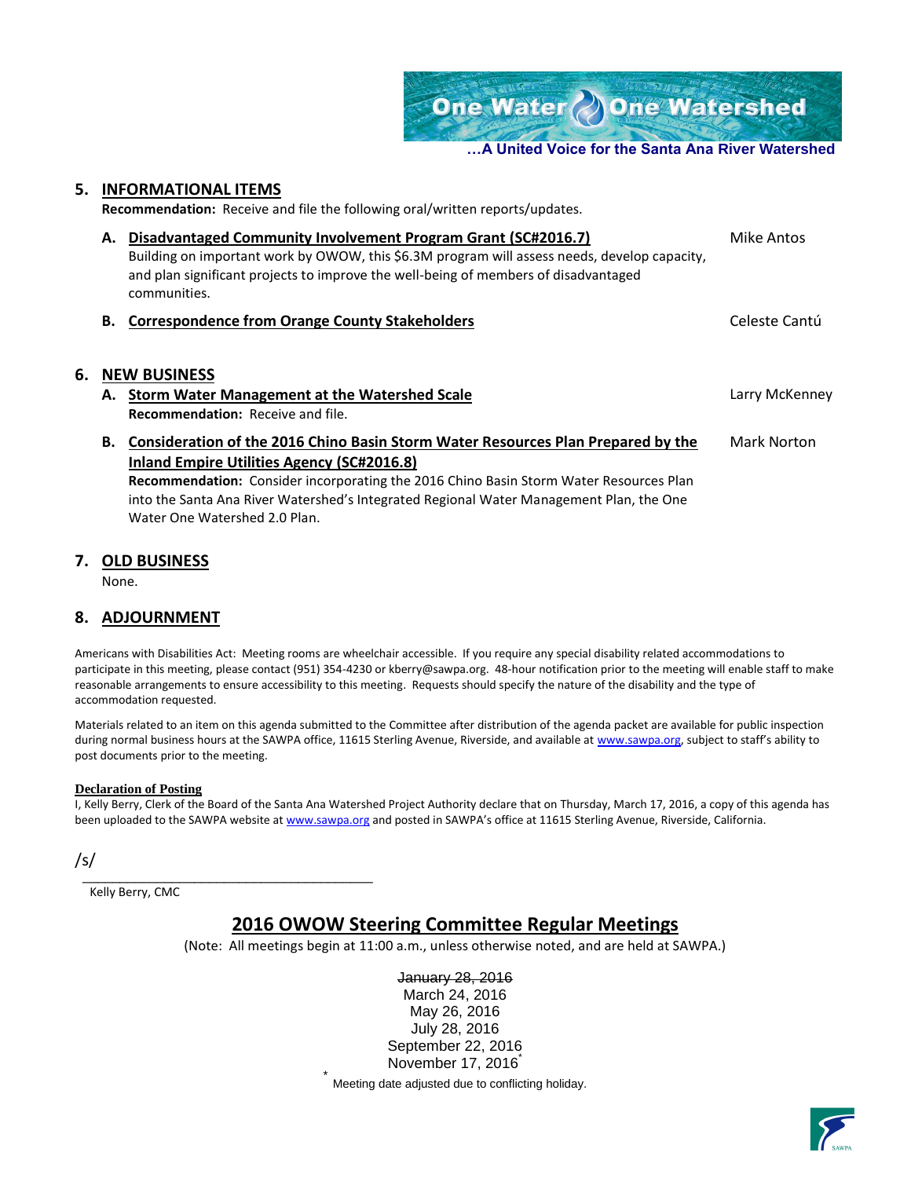One Water One Watershed

…A United Voice for the Santa Ana River Watershed

## 5. INFORMATIONAL ITEMS

**Recommendation:** Receive and file the following oral/written reports/updates.

**A. Disadvantaged Community Involvement Program Grant (SC#2016.7)** — Mike Antos

Building on important work by OWOW, this $6.3M program will assess needs, develop capacity, and plan significant projects to improve the well-being of members of disadvantaged communities.

**B. Correspondence from Orange County Stakeholders** — Celeste Cantú

## 6. NEW BUSINESS

**A. Storm Water Management at the Watershed Scale** — Larry McKenney

**Recommendation:** Receive and file.

**B. Consideration of the 2016 Chino Basin Storm Water Resources Plan Prepared by the Inland Empire Utilities Agency (SC#2016.8)** — Mark Norton

**Recommendation:** Consider incorporating the 2016 Chino Basin Storm Water Resources Plan into the Santa Ana River Watershed's Integrated Regional Water Management Plan, the One Water One Watershed 2.0 Plan.

## 7. OLD BUSINESS

None.

## 8. ADJOURNMENT

Americans with Disabilities Act: Meeting rooms are wheelchair accessible. If you require any special disability related accommodations to participate in this meeting, please contact (951) 354-4230 or kberry@sawpa.org. 48-hour notification prior to the meeting will enable staff to make reasonable arrangements to ensure accessibility to this meeting. Requests should specify the nature of the disability and the type of accommodation requested.

Materials related to an item on this agenda submitted to the Committee after distribution of the agenda packet are available for public inspection during normal business hours at the SAWPA office, 11615 Sterling Avenue, Riverside, and available at www.sawpa.org, subject to staff's ability to post documents prior to the meeting.

**Declaration of Posting**

I, Kelly Berry, Clerk of the Board of the Santa Ana Watershed Project Authority declare that on Thursday, March 17, 2016, a copy of this agenda has been uploaded to the SAWPA website at www.sawpa.org and posted in SAWPA's office at 11615 Sterling Avenue, Riverside, California.

/s/

Kelly Berry, CMC

## 2016 OWOW Steering Committee Regular Meetings

(Note: All meetings begin at 11:00 a.m., unless otherwise noted, and are held at SAWPA.)

~~January 28, 2016~~
March 24, 2016
May 26, 2016
July 28, 2016
September 22, 2016
November 17, 2016*

* Meeting date adjusted due to conflicting holiday.